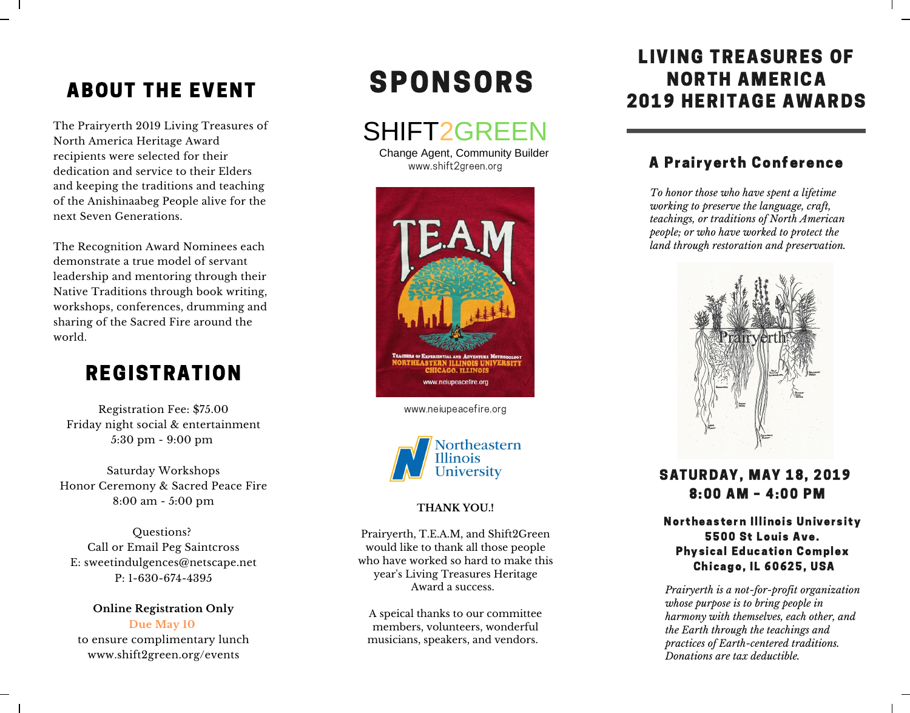## ABOUT THE EVENT

The Prairyerth 2019 Living Treasures of North America Heritage Award recipients were selected for their dedication and service to their Elders and keeping the traditions and teaching of the Anishinaabeg People alive for the next Seven Generations.

The Recognition Award Nominees each demonstrate a true model of servant leadership and mentoring through their Native Traditions through book writing, workshops, conferences, drumming and sharing of the Sacred Fire around the world.

## REGISTRATION

Registration Fee: $75.00
Friday night social & entertainment
5:30 pm - 9:00 pm

Saturday Workshops
Honor Ceremony & Sacred Peace Fire
8:00 am - 5:00 pm

Questions?
Call or Email Peg Saintcross
E: sweetindulgences@netscape.net
P: 1-630-674-4395

**Online Registration Only**
Due May 10
to ensure complimentary lunch
www.shift2green.org/events

## SPONSORS

SHIFT2GREEN
Change Agent, Community Builder
www.shift2green.org

T.E.A.M
Teachers of Experiential and Adventure Methodology
Northeastern Illinois University
Chicago, Illinois
www.neiupeacefire.org

www.neiupeacefire.org

Northeastern Illinois University

**THANK YOU.!**

Prairyerth, T.E.A.M, and Shift2Green would like to thank all those people who have worked so hard to make this year's Living Treasures Heritage Award a success.

A speical thanks to our committee members, volunteers, wonderful musicians, speakers, and vendors.

# LIVING TREASURES OF NORTH AMERICA 2019 HERITAGE AWARDS

### A Prairyerth Conference

*To honor those who have spent a lifetime working to preserve the language, craft, teachings, or traditions of North American people; or who have worked to protect the land through restoration and preservation.*

Prairyerth

**SATURDAY, MAY 18, 2019**
**8:00 AM - 4:00 PM**

**Northeastern Illinois University**
**5500 St Louis Ave.**
**Physical Education Complex**
**Chicago, IL 60625, USA**

*Prairyerth is a not-for-profit organization whose purpose is to bring people in harmony with themselves, each other, and the Earth through the teachings and practices of Earth-centered traditions. Donations are tax deductible.*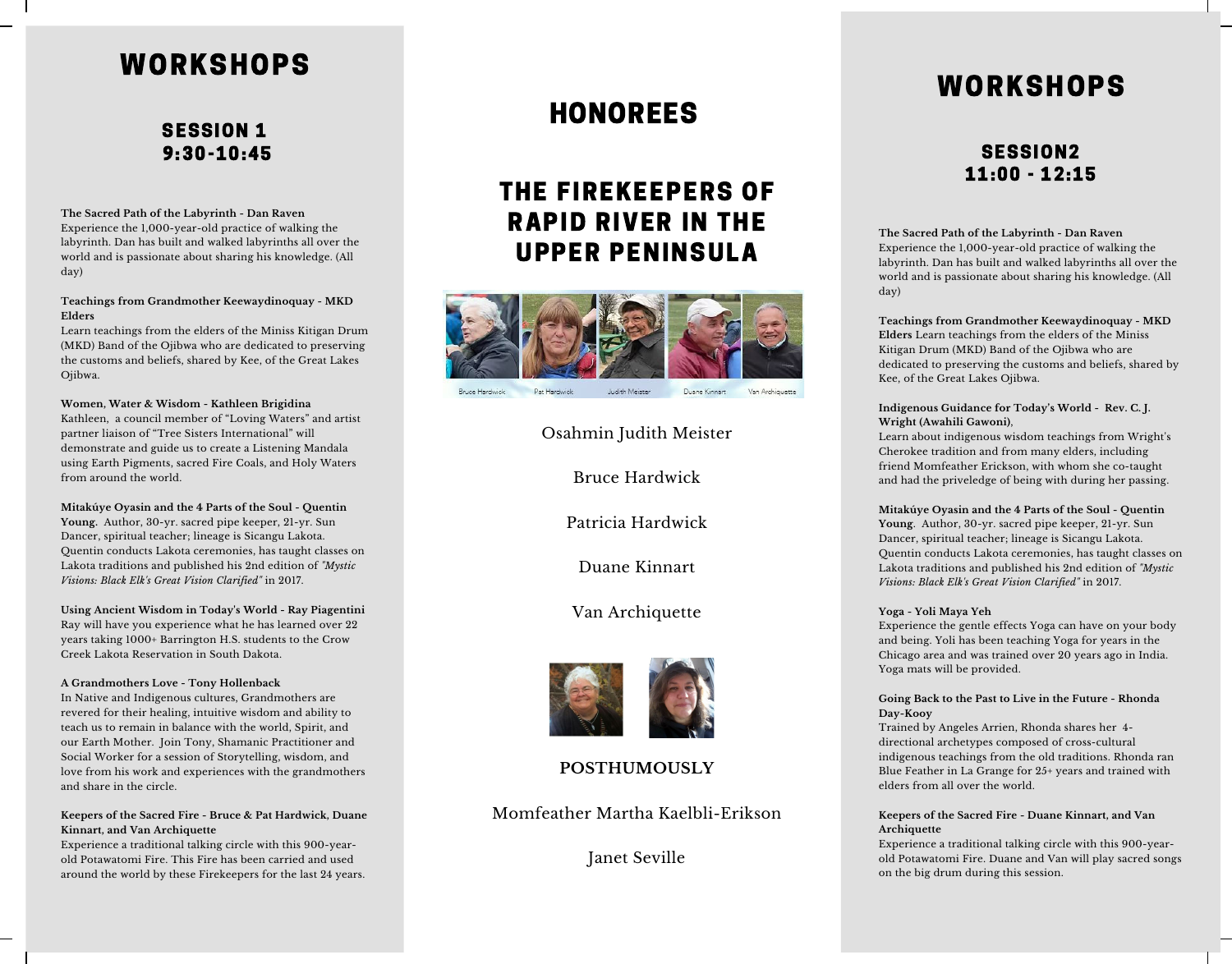# WORKSHOPS

## SESSION 1
## 9:30-10:45

**The Sacred Path of the Labyrinth - Dan Raven**
Experience the 1,000-year-old practice of walking the labyrinth. Dan has built and walked labyrinths all over the world and is passionate about sharing his knowledge. (All day)

**Teachings from Grandmother Keewaydinoquay - MKD Elders**
Learn teachings from the elders of the Miniss Kitigan Drum (MKD) Band of the Ojibwa who are dedicated to preserving the customs and beliefs, shared by Kee, of the Great Lakes Ojibwa.

**Women, Water & Wisdom - Kathleen Brigidina**
Kathleen, a council member of "Loving Waters" and artist partner liaison of "Tree Sisters International" will demonstrate and guide us to create a Listening Mandala using Earth Pigments, sacred Fire Coals, and Holy Waters from around the world.

**Mitakúye Oyasin and the 4 Parts of the Soul - Quentin Young.** Author, 30-yr. sacred pipe keeper, 21-yr. Sun Dancer, spiritual teacher; lineage is Sicangu Lakota. Quentin conducts Lakota ceremonies, has taught classes on Lakota traditions and published his 2nd edition of *"Mystic Visions: Black Elk's Great Vision Clarified"* in 2017.

**Using Ancient Wisdom in Today's World - Ray Piagentini**
Ray will have you experience what he has learned over 22 years taking 1000+ Barrington H.S. students to the Crow Creek Lakota Reservation in South Dakota.

**A Grandmothers Love - Tony Hollenback**
In Native and Indigenous cultures, Grandmothers are revered for their healing, intuitive wisdom and ability to teach us to remain in balance with the world, Spirit, and our Earth Mother. Join Tony, Shamanic Practitioner and Social Worker for a session of Storytelling, wisdom, and love from his work and experiences with the grandmothers and share in the circle.

**Keepers of the Sacred Fire - Bruce & Pat Hardwick, Duane Kinnart, and Van Archiquette**
Experience a traditional talking circle with this 900-year-old Potawatomi Fire. This Fire has been carried and used around the world by these Firekeepers for the last 24 years.

# HONOREES

## THE FIREKEEPERS OF RAPID RIVER IN THE UPPER PENINSULA

Bruce Hardwick Pat Hardwick Judith Meister Duane Kinnart Van Archiquette

Osahmin Judith Meister

Bruce Hardwick

Patricia Hardwick

Duane Kinnart

Van Archiquette

**POSTHUMOUSLY**

Momfeather Martha Kaelbli-Erikson

Janet Seville

# WORKSHOPS

## SESSION2
## 11:00 - 12:15

**The Sacred Path of the Labyrinth - Dan Raven**
Experience the 1,000-year-old practice of walking the labyrinth. Dan has built and walked labyrinths all over the world and is passionate about sharing his knowledge. (All day)

**Teachings from Grandmother Keewaydinoquay - MKD Elders** Learn teachings from the elders of the Miniss Kitigan Drum (MKD) Band of the Ojibwa who are dedicated to preserving the customs and beliefs, shared by Kee, of the Great Lakes Ojibwa.

**Indigenous Guidance for Today's World - Rev. C. J. Wright (Awahili Gawoni),**
Learn about indigenous wisdom teachings from Wright's Cherokee tradition and from many elders, including friend Momfeather Erickson, with whom she co-taught and had the priveledge of being with during her passing.

**Mitakúye Oyasin and the 4 Parts of the Soul - Quentin Young**. Author, 30-yr. sacred pipe keeper, 21-yr. Sun Dancer, spiritual teacher; lineage is Sicangu Lakota. Quentin conducts Lakota ceremonies, has taught classes on Lakota traditions and published his 2nd edition of *"Mystic Visions: Black Elk's Great Vision Clarified"* in 2017.

**Yoga - Yoli Maya Yeh**
Experience the gentle effects Yoga can have on your body and being. Yoli has been teaching Yoga for years in the Chicago area and was trained over 20 years ago in India. Yoga mats will be provided.

**Going Back to the Past to Live in the Future - Rhonda Day-Kooy**
Trained by Angeles Arrien, Rhonda shares her 4-directional archetypes composed of cross-cultural indigenous teachings from the old traditions. Rhonda ran Blue Feather in La Grange for 25+ years and trained with elders from all over the world.

**Keepers of the Sacred Fire - Duane Kinnart, and Van Archiquette**
Experience a traditional talking circle with this 900-year-old Potawatomi Fire. Duane and Van will play sacred songs on the big drum during this session.